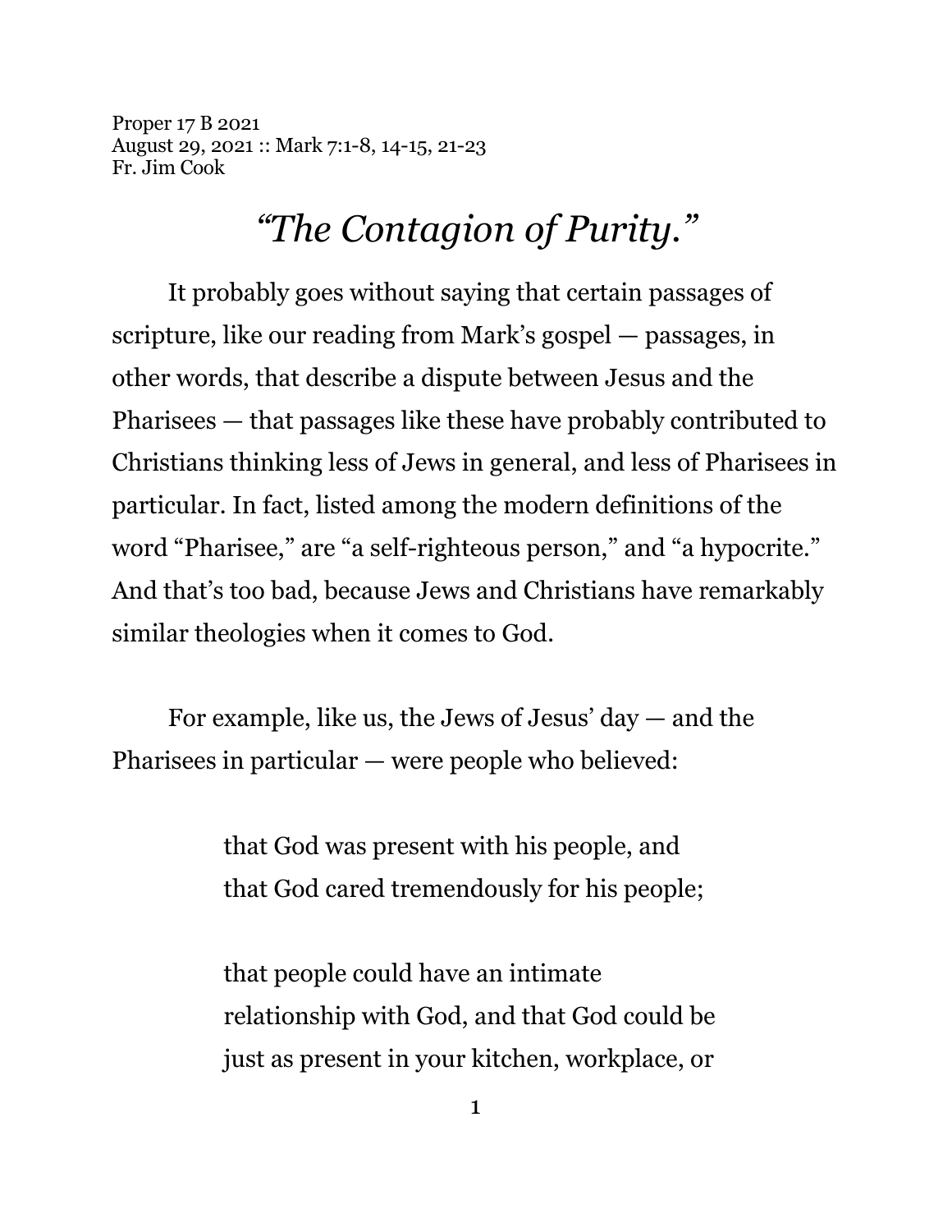Proper 17 B 2021
August 29, 2021 :: Mark 7:1-8, 14-15, 21-23
Fr. Jim Cook

# *"The Contagion of Purity."*

It probably goes without saying that certain passages of scripture, like our reading from Mark's gospel — passages, in other words, that describe a dispute between Jesus and the Pharisees — that passages like these have probably contributed to Christians thinking less of Jews in general, and less of Pharisees in particular. In fact, listed among the modern definitions of the word "Pharisee," are "a self-righteous person," and "a hypocrite." And that's too bad, because Jews and Christians have remarkably similar theologies when it comes to God.

For example, like us, the Jews of Jesus' day — and the Pharisees in particular — were people who believed:

> that God was present with his people, and
> that God cared tremendously for his people;
>
> that people could have an intimate relationship with God, and that God could be just as present in your kitchen, workplace, or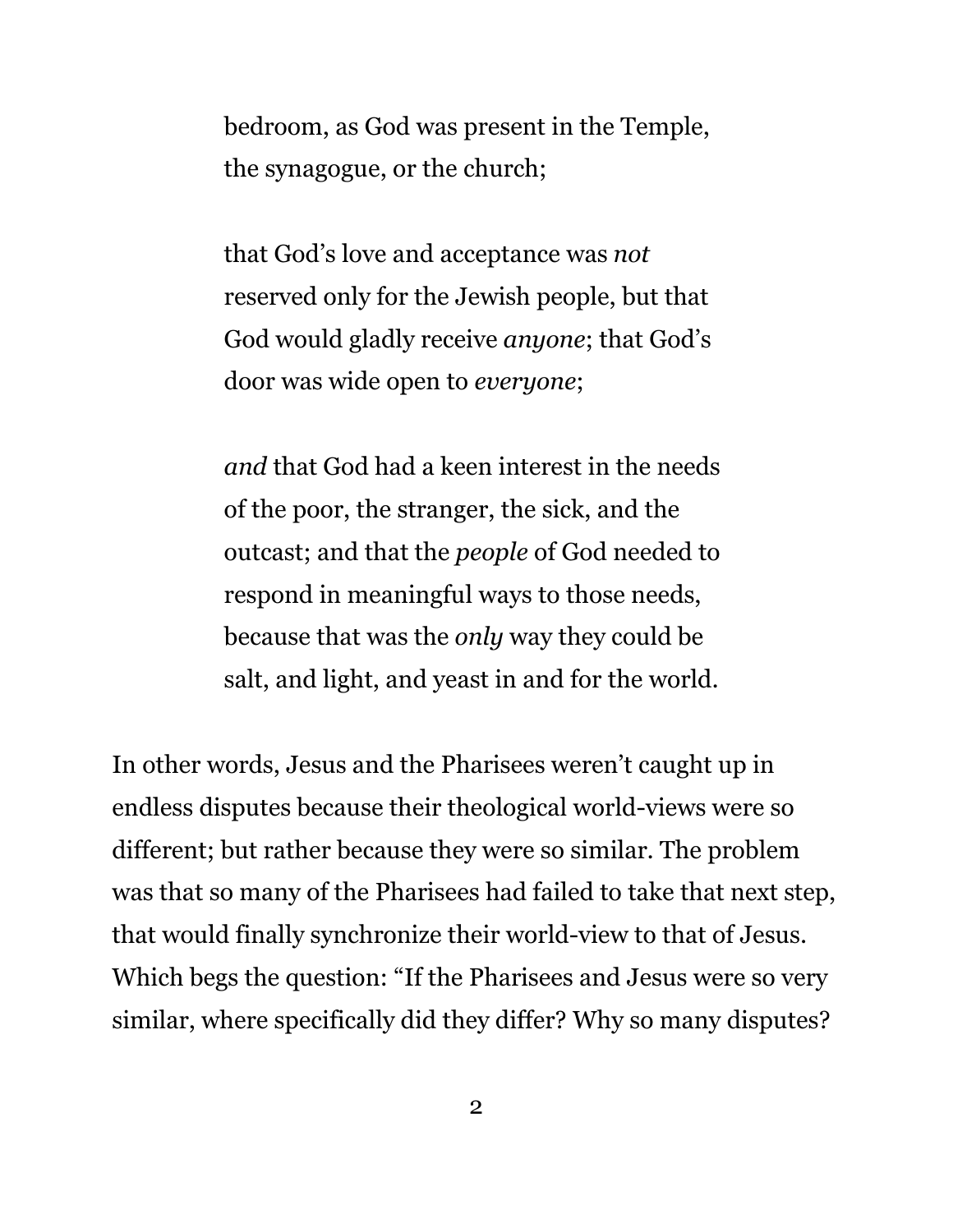> bedroom, as God was present in the Temple, the synagogue, or the church;
>
> that God's love and acceptance was *not* reserved only for the Jewish people, but that God would gladly receive *anyone*; that God's door was wide open to *everyone*;
>
> *and* that God had a keen interest in the needs of the poor, the stranger, the sick, and the outcast; and that the *people* of God needed to respond in meaningful ways to those needs, because that was the *only* way they could be salt, and light, and yeast in and for the world.

In other words, Jesus and the Pharisees weren't caught up in endless disputes because their theological world-views were so different; but rather because they were so similar. The problem was that so many of the Pharisees had failed to take that next step, that would finally synchronize their world-view to that of Jesus. Which begs the question: "If the Pharisees and Jesus were so very similar, where specifically did they differ? Why so many disputes?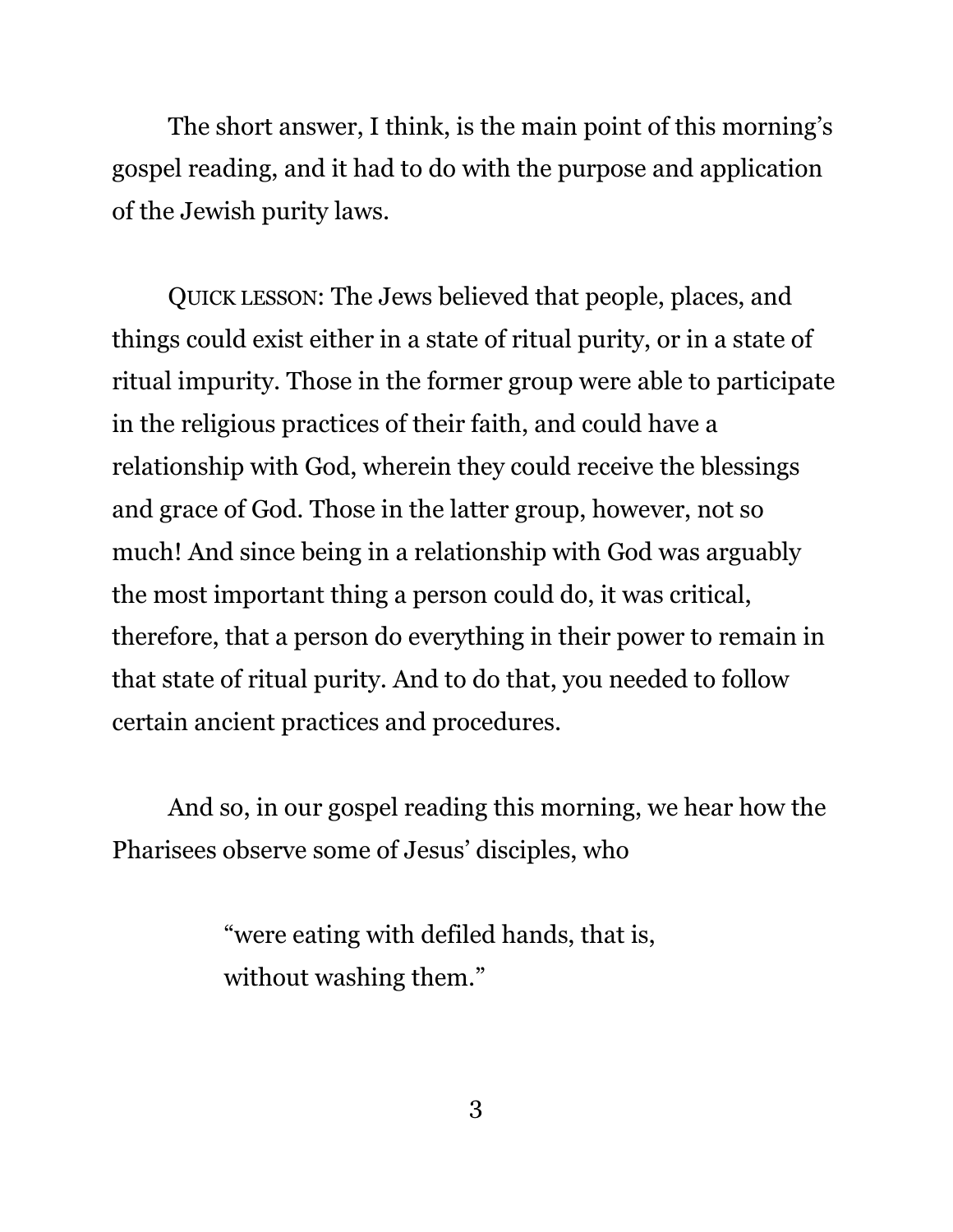The short answer, I think, is the main point of this morning's gospel reading, and it had to do with the purpose and application of the Jewish purity laws.

QUICK LESSON: The Jews believed that people, places, and things could exist either in a state of ritual purity, or in a state of ritual impurity. Those in the former group were able to participate in the religious practices of their faith, and could have a relationship with God, wherein they could receive the blessings and grace of God. Those in the latter group, however, not so much! And since being in a relationship with God was arguably the most important thing a person could do, it was critical, therefore, that a person do everything in their power to remain in that state of ritual purity. And to do that, you needed to follow certain ancient practices and procedures.

And so, in our gospel reading this morning, we hear how the Pharisees observe some of Jesus' disciples, who

> "were eating with defiled hands, that is,
> without washing them."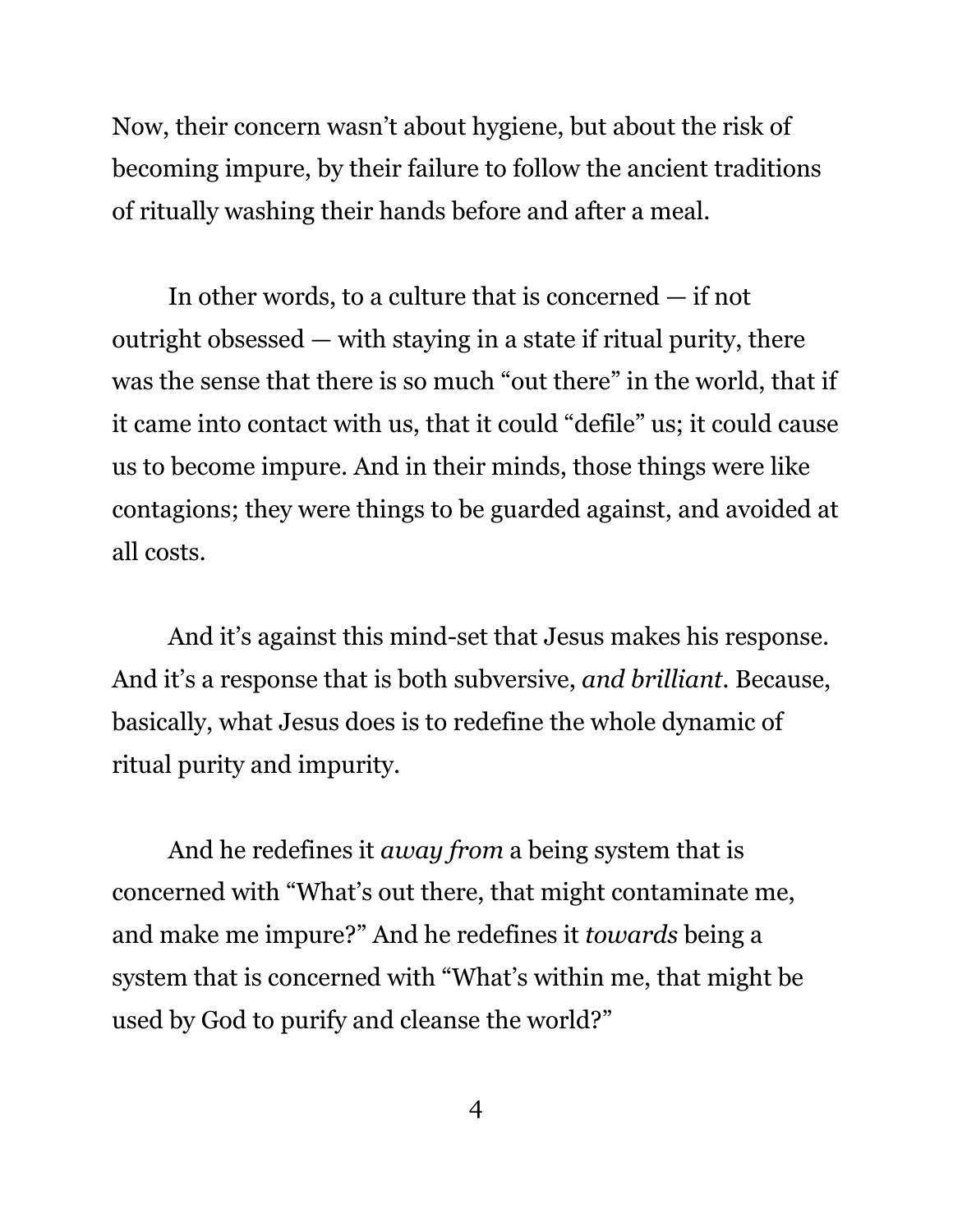Now, their concern wasn't about hygiene, but about the risk of becoming impure, by their failure to follow the ancient traditions of ritually washing their hands before and after a meal.

In other words, to a culture that is concerned — if not outright obsessed — with staying in a state if ritual purity, there was the sense that there is so much "out there" in the world, that if it came into contact with us, that it could "defile" us; it could cause us to become impure. And in their minds, those things were like contagions; they were things to be guarded against, and avoided at all costs.

And it's against this mind-set that Jesus makes his response. And it's a response that is both subversive, *and brilliant*. Because, basically, what Jesus does is to redefine the whole dynamic of ritual purity and impurity.

And he redefines it *away from* a being system that is concerned with "What's out there, that might contaminate me, and make me impure?" And he redefines it *towards* being a system that is concerned with "What's within me, that might be used by God to purify and cleanse the world?"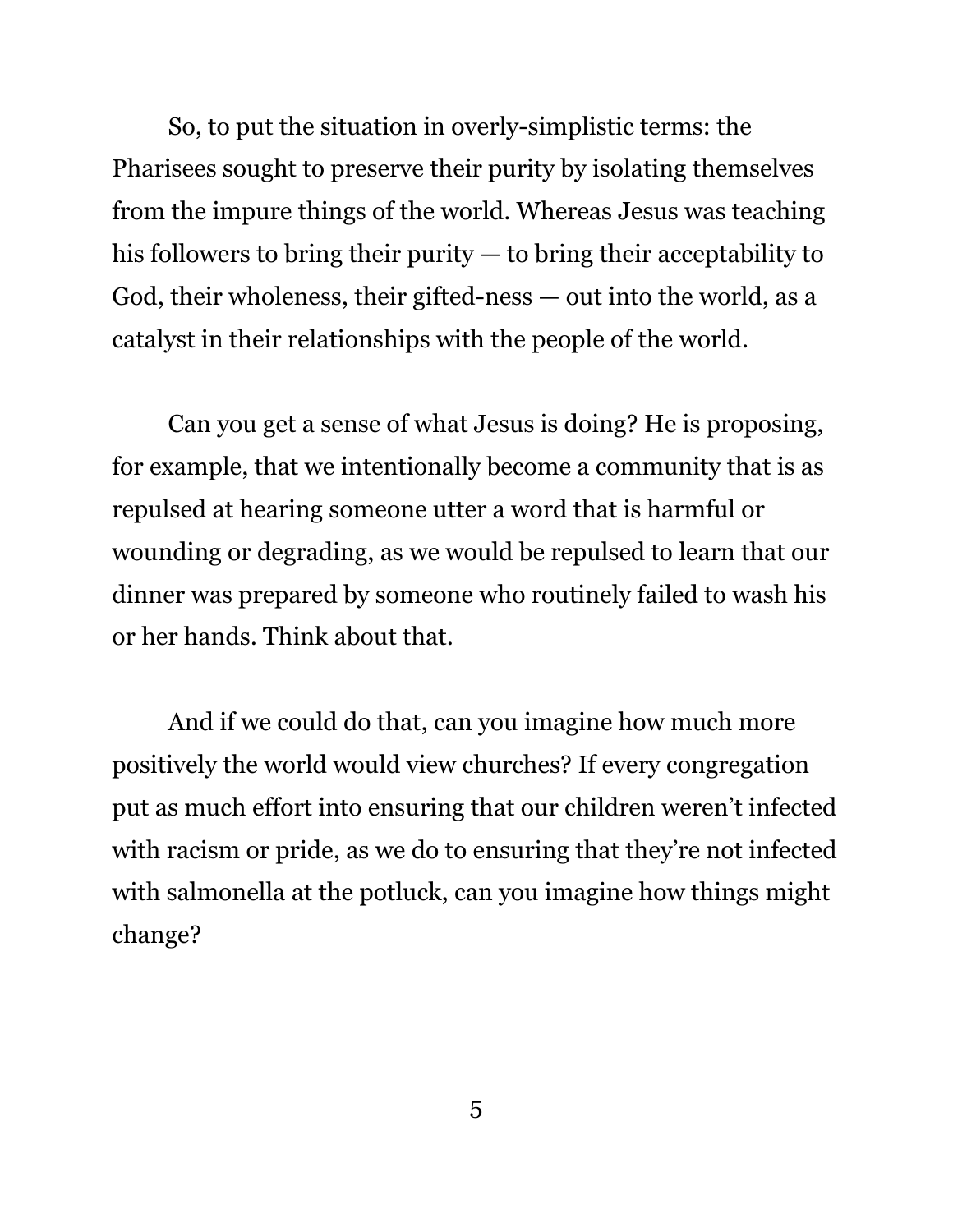So, to put the situation in overly-simplistic terms: the Pharisees sought to preserve their purity by isolating themselves from the impure things of the world. Whereas Jesus was teaching his followers to bring their purity — to bring their acceptability to God, their wholeness, their gifted-ness — out into the world, as a catalyst in their relationships with the people of the world.

Can you get a sense of what Jesus is doing? He is proposing, for example, that we intentionally become a community that is as repulsed at hearing someone utter a word that is harmful or wounding or degrading, as we would be repulsed to learn that our dinner was prepared by someone who routinely failed to wash his or her hands. Think about that.

And if we could do that, can you imagine how much more positively the world would view churches? If every congregation put as much effort into ensuring that our children weren't infected with racism or pride, as we do to ensuring that they're not infected with salmonella at the potluck, can you imagine how things might change?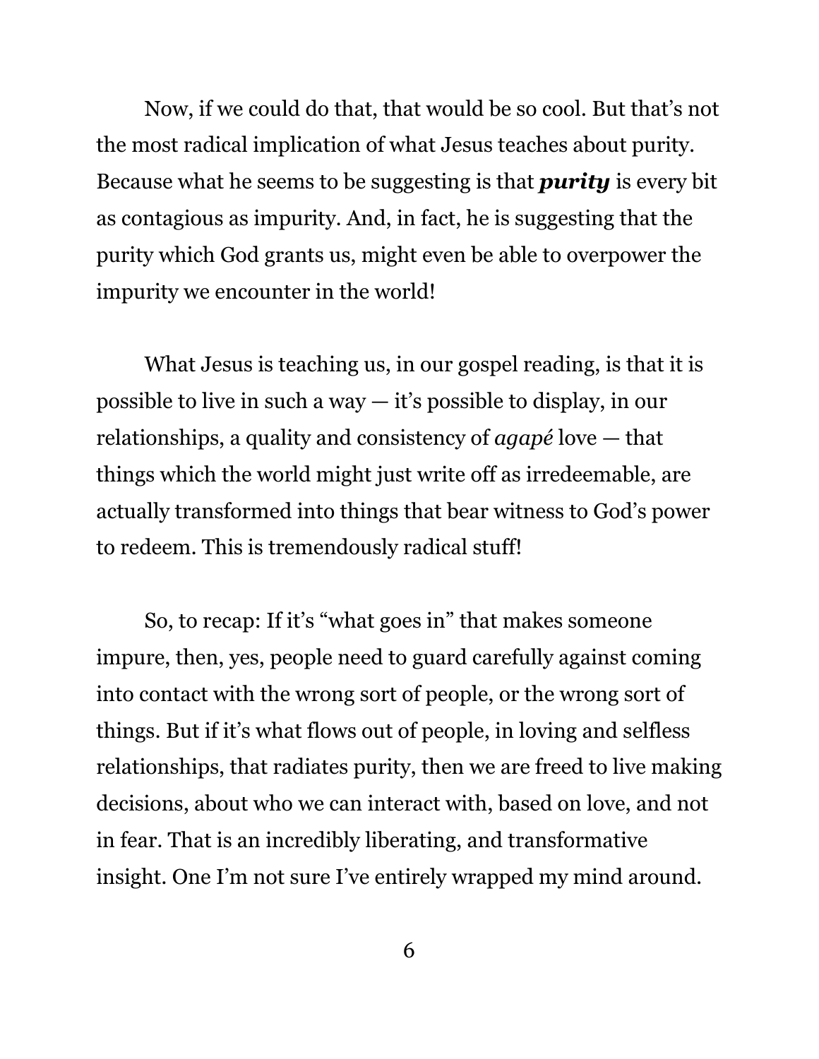Now, if we could do that, that would be so cool. But that's not the most radical implication of what Jesus teaches about purity. Because what he seems to be suggesting is that ***purity*** is every bit as contagious as impurity. And, in fact, he is suggesting that the purity which God grants us, might even be able to overpower the impurity we encounter in the world!

What Jesus is teaching us, in our gospel reading, is that it is possible to live in such a way — it's possible to display, in our relationships, a quality and consistency of *agapé* love — that things which the world might just write off as irredeemable, are actually transformed into things that bear witness to God's power to redeem. This is tremendously radical stuff!

So, to recap: If it's "what goes in" that makes someone impure, then, yes, people need to guard carefully against coming into contact with the wrong sort of people, or the wrong sort of things. But if it's what flows out of people, in loving and selfless relationships, that radiates purity, then we are freed to live making decisions, about who we can interact with, based on love, and not in fear. That is an incredibly liberating, and transformative insight. One I'm not sure I've entirely wrapped my mind around.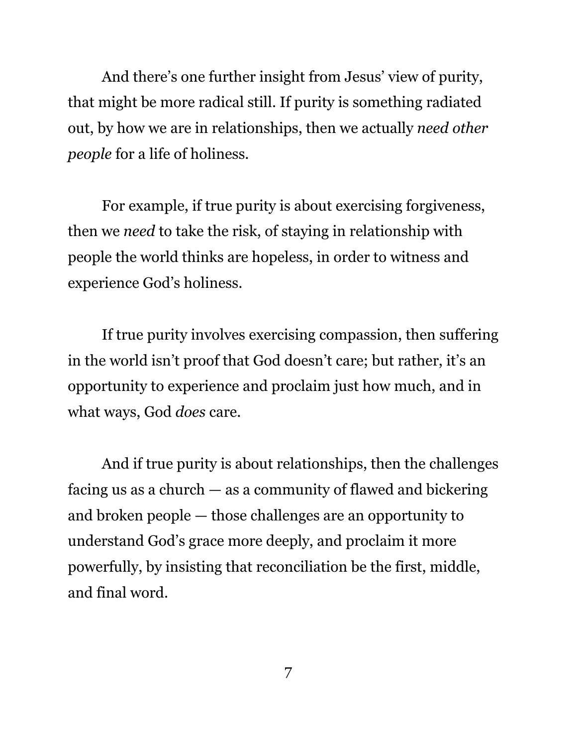And there's one further insight from Jesus' view of purity, that might be more radical still. If purity is something radiated out, by how we are in relationships, then we actually *need other people* for a life of holiness.

For example, if true purity is about exercising forgiveness, then we *need* to take the risk, of staying in relationship with people the world thinks are hopeless, in order to witness and experience God's holiness.

If true purity involves exercising compassion, then suffering in the world isn't proof that God doesn't care; but rather, it's an opportunity to experience and proclaim just how much, and in what ways, God *does* care.

And if true purity is about relationships, then the challenges facing us as a church — as a community of flawed and bickering and broken people — those challenges are an opportunity to understand God's grace more deeply, and proclaim it more powerfully, by insisting that reconciliation be the first, middle, and final word.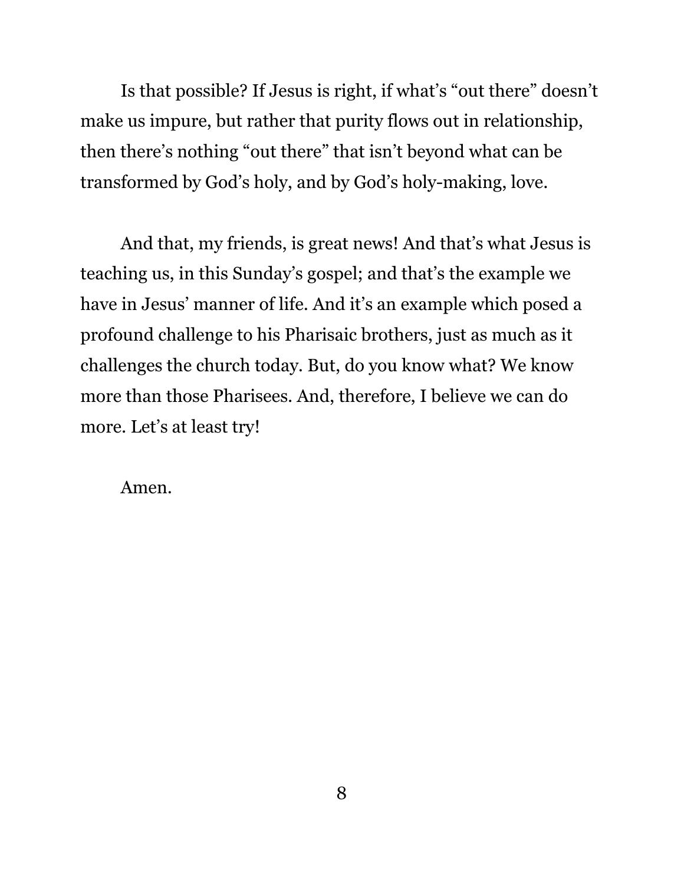Is that possible? If Jesus is right, if what's "out there" doesn't make us impure, but rather that purity flows out in relationship, then there's nothing "out there" that isn't beyond what can be transformed by God's holy, and by God's holy-making, love.

And that, my friends, is great news! And that's what Jesus is teaching us, in this Sunday's gospel; and that's the example we have in Jesus' manner of life. And it's an example which posed a profound challenge to his Pharisaic brothers, just as much as it challenges the church today. But, do you know what? We know more than those Pharisees. And, therefore, I believe we can do more. Let's at least try!

Amen.